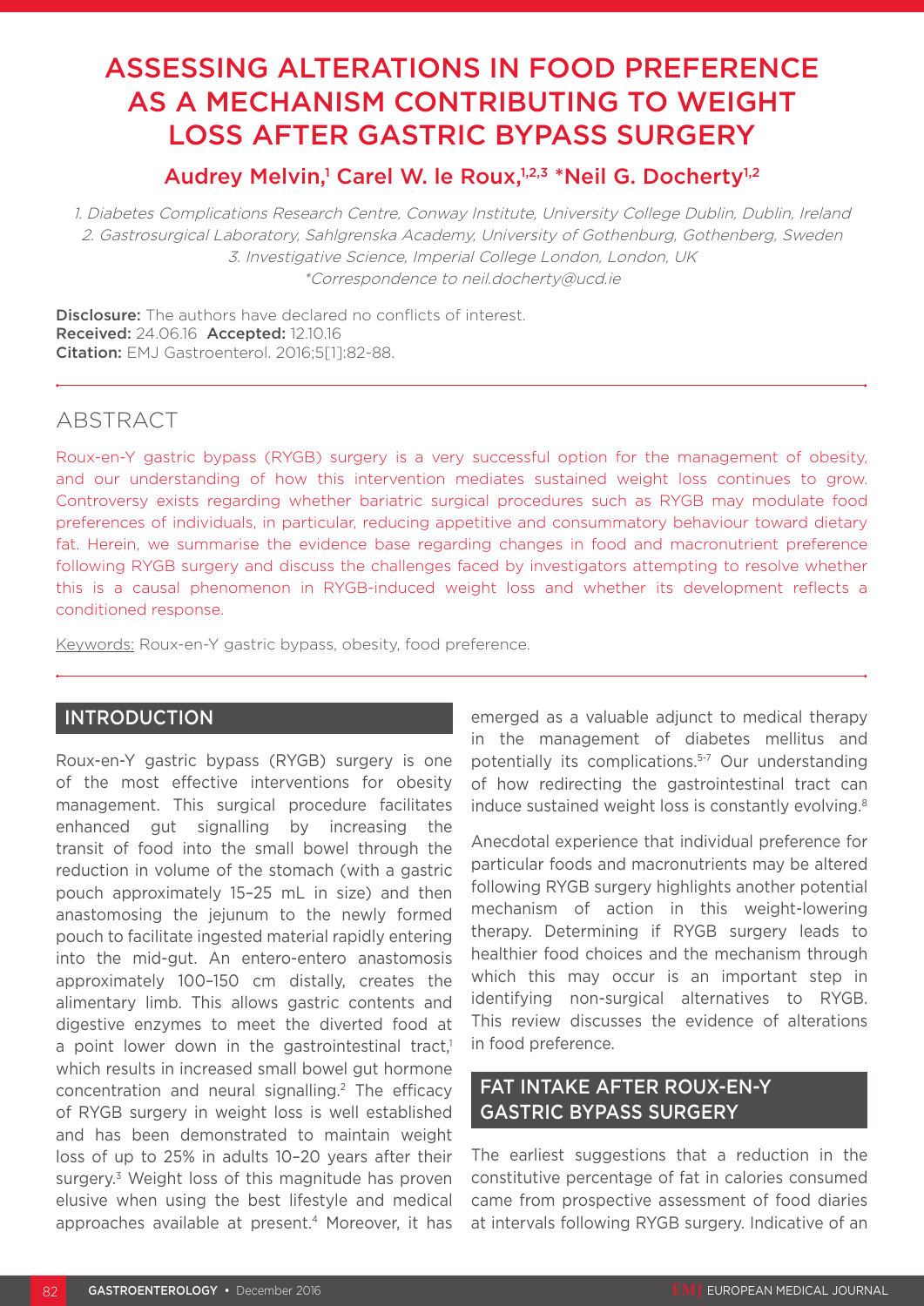# ASSESSING ALTERATIONS IN FOOD PREFERENCE AS A MECHANISM CONTRIBUTING TO WEIGHT LOSS AFTER GASTRIC BYPASS SURGERY

**Audrey Melvin,[1] Carel W. le Roux,[1,2,3] *Neil G. Docherty[1,2]**

1. Diabetes Complications Research Centre, Conway Institute, University College Dublin, Dublin, Ireland
2. Gastrosurgical Laboratory, Sahlgrenska Academy, University of Gothenburg, Gothenberg, Sweden
3. Investigative Science, Imperial College London, London, UK
*Correspondence to neil.docherty@ucd.ie

**Disclosure:** The authors have declared no conflicts of interest.
**Received:** 24.06.16 **Accepted:** 12.10.16
**Citation:** EMJ Gastroenterol. 2016;5[1]:82-88.

## ABSTRACT

Roux-en-Y gastric bypass (RYGB) surgery is a very successful option for the management of obesity, and our understanding of how this intervention mediates sustained weight loss continues to grow. Controversy exists regarding whether bariatric surgical procedures such as RYGB may modulate food preferences of individuals, in particular, reducing appetitive and consummatory behaviour toward dietary fat. Herein, we summarise the evidence base regarding changes in food and macronutrient preference following RYGB surgery and discuss the challenges faced by investigators attempting to resolve whether this is a causal phenomenon in RYGB-induced weight loss and whether its development reflects a conditioned response.

Keywords: Roux-en-Y gastric bypass, obesity, food preference.

## INTRODUCTION

Roux-en-Y gastric bypass (RYGB) surgery is one of the most effective interventions for obesity management. This surgical procedure facilitates enhanced gut signalling by increasing the transit of food into the small bowel through the reduction in volume of the stomach (with a gastric pouch approximately 15–25 mL in size) and then anastomosing the jejunum to the newly formed pouch to facilitate ingested material rapidly entering into the mid-gut. An entero-entero anastomosis approximately 100–150 cm distally, creates the alimentary limb. This allows gastric contents and digestive enzymes to meet the diverted food at a point lower down in the gastrointestinal tract,[1] which results in increased small bowel gut hormone concentration and neural signalling.[2] The efficacy of RYGB surgery in weight loss is well established and has been demonstrated to maintain weight loss of up to 25% in adults 10–20 years after their surgery.[3] Weight loss of this magnitude has proven elusive when using the best lifestyle and medical approaches available at present.[4] Moreover, it has emerged as a valuable adjunct to medical therapy in the management of diabetes mellitus and potentially its complications.[5-7] Our understanding of how redirecting the gastrointestinal tract can induce sustained weight loss is constantly evolving.[8]

Anecdotal experience that individual preference for particular foods and macronutrients may be altered following RYGB surgery highlights another potential mechanism of action in this weight-lowering therapy. Determining if RYGB surgery leads to healthier food choices and the mechanism through which this may occur is an important step in identifying non-surgical alternatives to RYGB. This review discusses the evidence of alterations in food preference.

## FAT INTAKE AFTER ROUX-EN-Y GASTRIC BYPASS SURGERY

The earliest suggestions that a reduction in the constitutive percentage of fat in calories consumed came from prospective assessment of food diaries at intervals following RYGB surgery. Indicative of an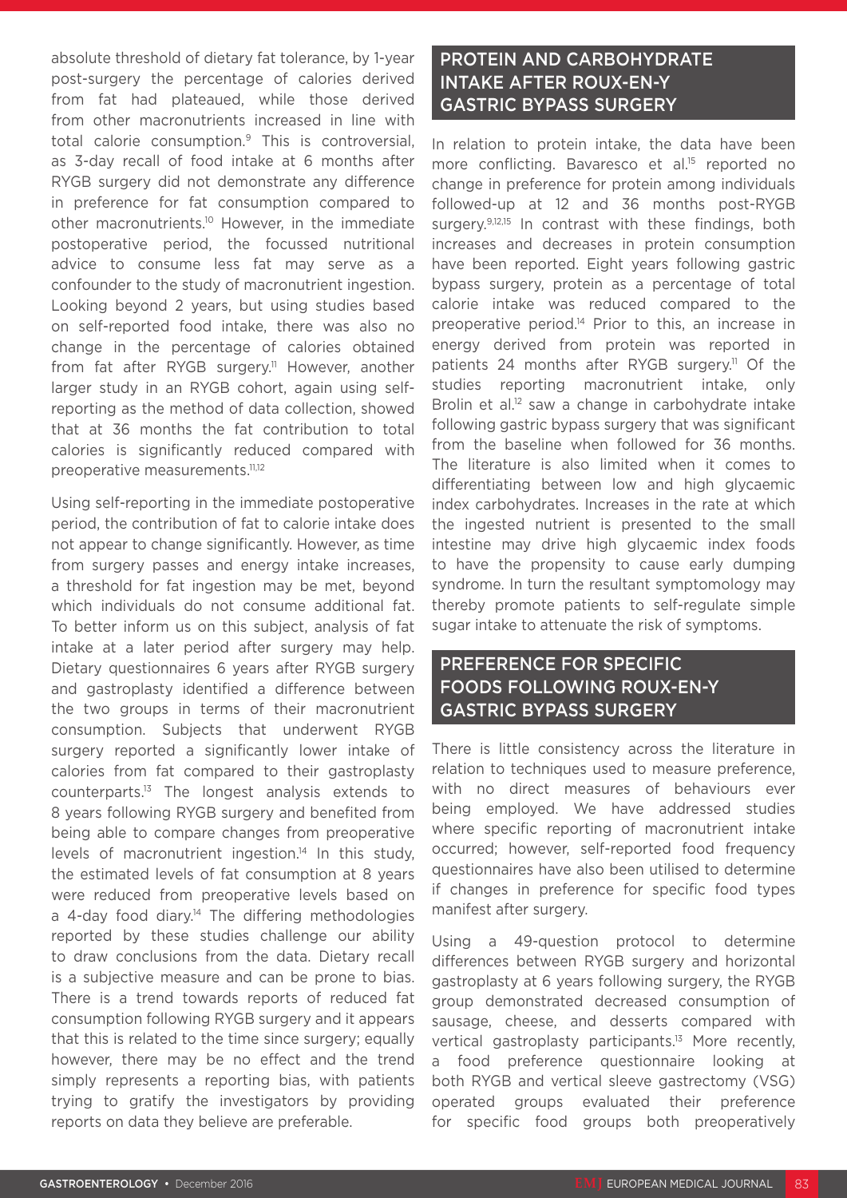absolute threshold of dietary fat tolerance, by 1-year post-surgery the percentage of calories derived from fat had plateaued, while those derived from other macronutrients increased in line with total calorie consumption.[9] This is controversial, as 3-day recall of food intake at 6 months after RYGB surgery did not demonstrate any difference in preference for fat consumption compared to other macronutrients.[10] However, in the immediate postoperative period, the focussed nutritional advice to consume less fat may serve as a confounder to the study of macronutrient ingestion. Looking beyond 2 years, but using studies based on self-reported food intake, there was also no change in the percentage of calories obtained from fat after RYGB surgery.[11] However, another larger study in an RYGB cohort, again using self-reporting as the method of data collection, showed that at 36 months the fat contribution to total calories is significantly reduced compared with preoperative measurements.[11,12]

Using self-reporting in the immediate postoperative period, the contribution of fat to calorie intake does not appear to change significantly. However, as time from surgery passes and energy intake increases, a threshold for fat ingestion may be met, beyond which individuals do not consume additional fat. To better inform us on this subject, analysis of fat intake at a later period after surgery may help. Dietary questionnaires 6 years after RYGB surgery and gastroplasty identified a difference between the two groups in terms of their macronutrient consumption. Subjects that underwent RYGB surgery reported a significantly lower intake of calories from fat compared to their gastroplasty counterparts.[13] The longest analysis extends to 8 years following RYGB surgery and benefited from being able to compare changes from preoperative levels of macronutrient ingestion.[14] In this study, the estimated levels of fat consumption at 8 years were reduced from preoperative levels based on a 4-day food diary.[14] The differing methodologies reported by these studies challenge our ability to draw conclusions from the data. Dietary recall is a subjective measure and can be prone to bias. There is a trend towards reports of reduced fat consumption following RYGB surgery and it appears that this is related to the time since surgery; equally however, there may be no effect and the trend simply represents a reporting bias, with patients trying to gratify the investigators by providing reports on data they believe are preferable.

## PROTEIN AND CARBOHYDRATE INTAKE AFTER ROUX-EN-Y GASTRIC BYPASS SURGERY

In relation to protein intake, the data have been more conflicting. Bavaresco et al.[15] reported no change in preference for protein among individuals followed-up at 12 and 36 months post-RYGB surgery.[9,12,15] In contrast with these findings, both increases and decreases in protein consumption have been reported. Eight years following gastric bypass surgery, protein as a percentage of total calorie intake was reduced compared to the preoperative period.[14] Prior to this, an increase in energy derived from protein was reported in patients 24 months after RYGB surgery.[11] Of the studies reporting macronutrient intake, only Brolin et al.[12] saw a change in carbohydrate intake following gastric bypass surgery that was significant from the baseline when followed for 36 months. The literature is also limited when it comes to differentiating between low and high glycaemic index carbohydrates. Increases in the rate at which the ingested nutrient is presented to the small intestine may drive high glycaemic index foods to have the propensity to cause early dumping syndrome. In turn the resultant symptomology may thereby promote patients to self-regulate simple sugar intake to attenuate the risk of symptoms.

## PREFERENCE FOR SPECIFIC FOODS FOLLOWING ROUX-EN-Y GASTRIC BYPASS SURGERY

There is little consistency across the literature in relation to techniques used to measure preference, with no direct measures of behaviours ever being employed. We have addressed studies where specific reporting of macronutrient intake occurred; however, self-reported food frequency questionnaires have also been utilised to determine if changes in preference for specific food types manifest after surgery.

Using a 49-question protocol to determine differences between RYGB surgery and horizontal gastroplasty at 6 years following surgery, the RYGB group demonstrated decreased consumption of sausage, cheese, and desserts compared with vertical gastroplasty participants.[13] More recently, a food preference questionnaire looking at both RYGB and vertical sleeve gastrectomy (VSG) operated groups evaluated their preference for specific food groups both preoperatively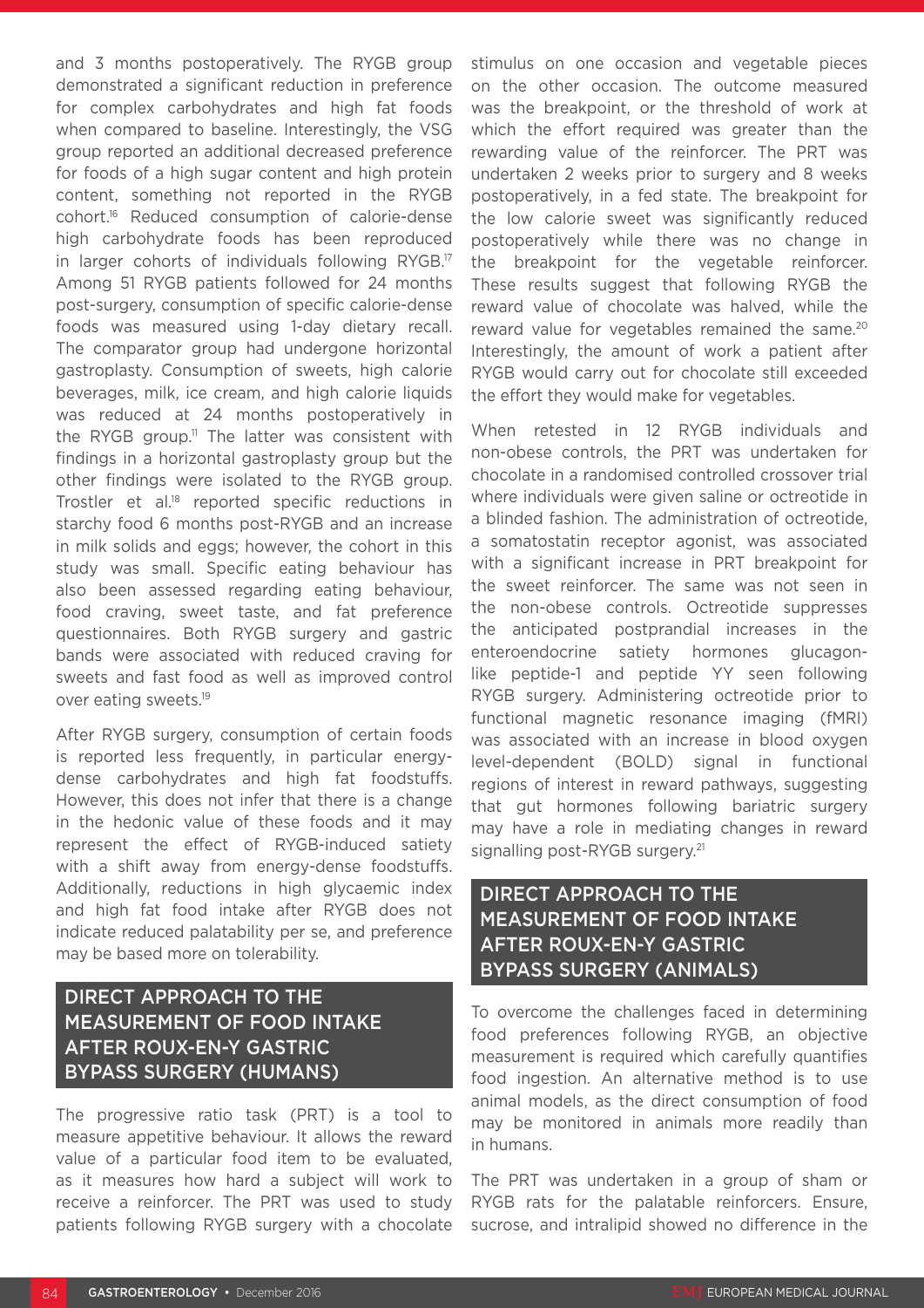and 3 months postoperatively. The RYGB group demonstrated a significant reduction in preference for complex carbohydrates and high fat foods when compared to baseline. Interestingly, the VSG group reported an additional decreased preference for foods of a high sugar content and high protein content, something not reported in the RYGB cohort.[16] Reduced consumption of calorie-dense high carbohydrate foods has been reproduced in larger cohorts of individuals following RYGB.[17] Among 51 RYGB patients followed for 24 months post-surgery, consumption of specific calorie-dense foods was measured using 1-day dietary recall. The comparator group had undergone horizontal gastroplasty. Consumption of sweets, high calorie beverages, milk, ice cream, and high calorie liquids was reduced at 24 months postoperatively in the RYGB group.[11] The latter was consistent with findings in a horizontal gastroplasty group but the other findings were isolated to the RYGB group. Trostler et al.[18] reported specific reductions in starchy food 6 months post-RYGB and an increase in milk solids and eggs; however, the cohort in this study was small. Specific eating behaviour has also been assessed regarding eating behaviour, food craving, sweet taste, and fat preference questionnaires. Both RYGB surgery and gastric bands were associated with reduced craving for sweets and fast food as well as improved control over eating sweets.[19]

After RYGB surgery, consumption of certain foods is reported less frequently, in particular energy-dense carbohydrates and high fat foodstuffs. However, this does not infer that there is a change in the hedonic value of these foods and it may represent the effect of RYGB-induced satiety with a shift away from energy-dense foodstuffs. Additionally, reductions in high glycaemic index and high fat food intake after RYGB does not indicate reduced palatability per se, and preference may be based more on tolerability.

## DIRECT APPROACH TO THE MEASUREMENT OF FOOD INTAKE AFTER ROUX-EN-Y GASTRIC BYPASS SURGERY (HUMANS)

The progressive ratio task (PRT) is a tool to measure appetitive behaviour. It allows the reward value of a particular food item to be evaluated, as it measures how hard a subject will work to receive a reinforcer. The PRT was used to study patients following RYGB surgery with a chocolate stimulus on one occasion and vegetable pieces on the other occasion. The outcome measured was the breakpoint, or the threshold of work at which the effort required was greater than the rewarding value of the reinforcer. The PRT was undertaken 2 weeks prior to surgery and 8 weeks postoperatively, in a fed state. The breakpoint for the low calorie sweet was significantly reduced postoperatively while there was no change in the breakpoint for the vegetable reinforcer. These results suggest that following RYGB the reward value of chocolate was halved, while the reward value for vegetables remained the same.[20] Interestingly, the amount of work a patient after RYGB would carry out for chocolate still exceeded the effort they would make for vegetables.

When retested in 12 RYGB individuals and non-obese controls, the PRT was undertaken for chocolate in a randomised controlled crossover trial where individuals were given saline or octreotide in a blinded fashion. The administration of octreotide, a somatostatin receptor agonist, was associated with a significant increase in PRT breakpoint for the sweet reinforcer. The same was not seen in the non-obese controls. Octreotide suppresses the anticipated postprandial increases in the enteroendocrine satiety hormones glucagon-like peptide-1 and peptide YY seen following RYGB surgery. Administering octreotide prior to functional magnetic resonance imaging (fMRI) was associated with an increase in blood oxygen level-dependent (BOLD) signal in functional regions of interest in reward pathways, suggesting that gut hormones following bariatric surgery may have a role in mediating changes in reward signalling post-RYGB surgery.[21]

## DIRECT APPROACH TO THE MEASUREMENT OF FOOD INTAKE AFTER ROUX-EN-Y GASTRIC BYPASS SURGERY (ANIMALS)

To overcome the challenges faced in determining food preferences following RYGB, an objective measurement is required which carefully quantifies food ingestion. An alternative method is to use animal models, as the direct consumption of food may be monitored in animals more readily than in humans.

The PRT was undertaken in a group of sham or RYGB rats for the palatable reinforcers. Ensure, sucrose, and intralipid showed no difference in the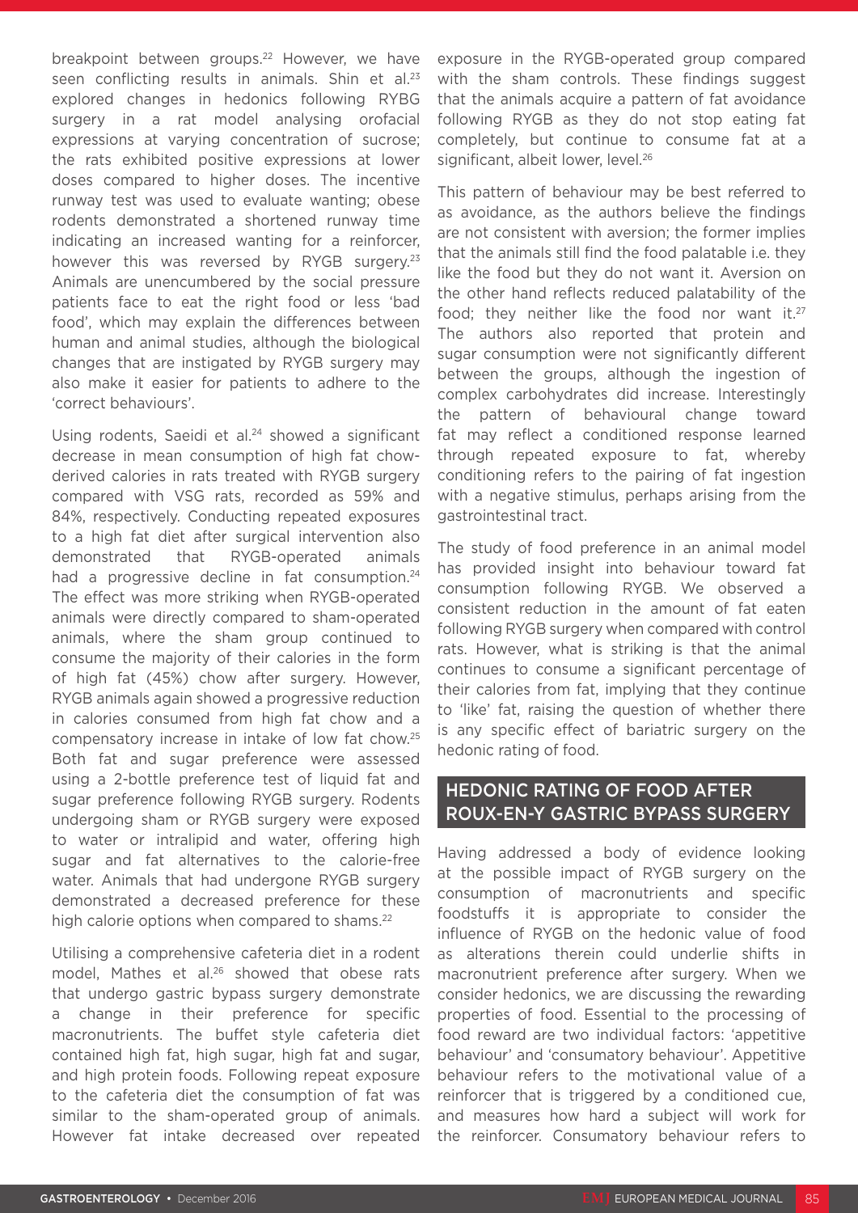breakpoint between groups.[22] However, we have seen conflicting results in animals. Shin et al.[23] explored changes in hedonics following RYBG surgery in a rat model analysing orofacial expressions at varying concentration of sucrose; the rats exhibited positive expressions at lower doses compared to higher doses. The incentive runway test was used to evaluate wanting; obese rodents demonstrated a shortened runway time indicating an increased wanting for a reinforcer, however this was reversed by RYGB surgery.[23] Animals are unencumbered by the social pressure patients face to eat the right food or less 'bad food', which may explain the differences between human and animal studies, although the biological changes that are instigated by RYGB surgery may also make it easier for patients to adhere to the 'correct behaviours'.

Using rodents, Saeidi et al.[24] showed a significant decrease in mean consumption of high fat chow-derived calories in rats treated with RYGB surgery compared with VSG rats, recorded as 59% and 84%, respectively. Conducting repeated exposures to a high fat diet after surgical intervention also demonstrated that RYGB-operated animals had a progressive decline in fat consumption.[24] The effect was more striking when RYGB-operated animals were directly compared to sham-operated animals, where the sham group continued to consume the majority of their calories in the form of high fat (45%) chow after surgery. However, RYGB animals again showed a progressive reduction in calories consumed from high fat chow and a compensatory increase in intake of low fat chow.[25] Both fat and sugar preference were assessed using a 2-bottle preference test of liquid fat and sugar preference following RYGB surgery. Rodents undergoing sham or RYGB surgery were exposed to water or intralipid and water, offering high sugar and fat alternatives to the calorie-free water. Animals that had undergone RYGB surgery demonstrated a decreased preference for these high calorie options when compared to shams.[22]

Utilising a comprehensive cafeteria diet in a rodent model, Mathes et al.[26] showed that obese rats that undergo gastric bypass surgery demonstrate a change in their preference for specific macronutrients. The buffet style cafeteria diet contained high fat, high sugar, high fat and sugar, and high protein foods. Following repeat exposure to the cafeteria diet the consumption of fat was similar to the sham-operated group of animals. However fat intake decreased over repeated exposure in the RYGB-operated group compared with the sham controls. These findings suggest that the animals acquire a pattern of fat avoidance following RYGB as they do not stop eating fat completely, but continue to consume fat at a significant, albeit lower, level.[26]

This pattern of behaviour may be best referred to as avoidance, as the authors believe the findings are not consistent with aversion; the former implies that the animals still find the food palatable i.e. they like the food but they do not want it. Aversion on the other hand reflects reduced palatability of the food; they neither like the food nor want it.[27] The authors also reported that protein and sugar consumption were not significantly different between the groups, although the ingestion of complex carbohydrates did increase. Interestingly the pattern of behavioural change toward fat may reflect a conditioned response learned through repeated exposure to fat, whereby conditioning refers to the pairing of fat ingestion with a negative stimulus, perhaps arising from the gastrointestinal tract.

The study of food preference in an animal model has provided insight into behaviour toward fat consumption following RYGB. We observed a consistent reduction in the amount of fat eaten following RYGB surgery when compared with control rats. However, what is striking is that the animal continues to consume a significant percentage of their calories from fat, implying that they continue to 'like' fat, raising the question of whether there is any specific effect of bariatric surgery on the hedonic rating of food.

## HEDONIC RATING OF FOOD AFTER ROUX-EN-Y GASTRIC BYPASS SURGERY

Having addressed a body of evidence looking at the possible impact of RYGB surgery on the consumption of macronutrients and specific foodstuffs it is appropriate to consider the influence of RYGB on the hedonic value of food as alterations therein could underlie shifts in macronutrient preference after surgery. When we consider hedonics, we are discussing the rewarding properties of food. Essential to the processing of food reward are two individual factors: 'appetitive behaviour' and 'consumatory behaviour'. Appetitive behaviour refers to the motivational value of a reinforcer that is triggered by a conditioned cue, and measures how hard a subject will work for the reinforcer. Consumatory behaviour refers to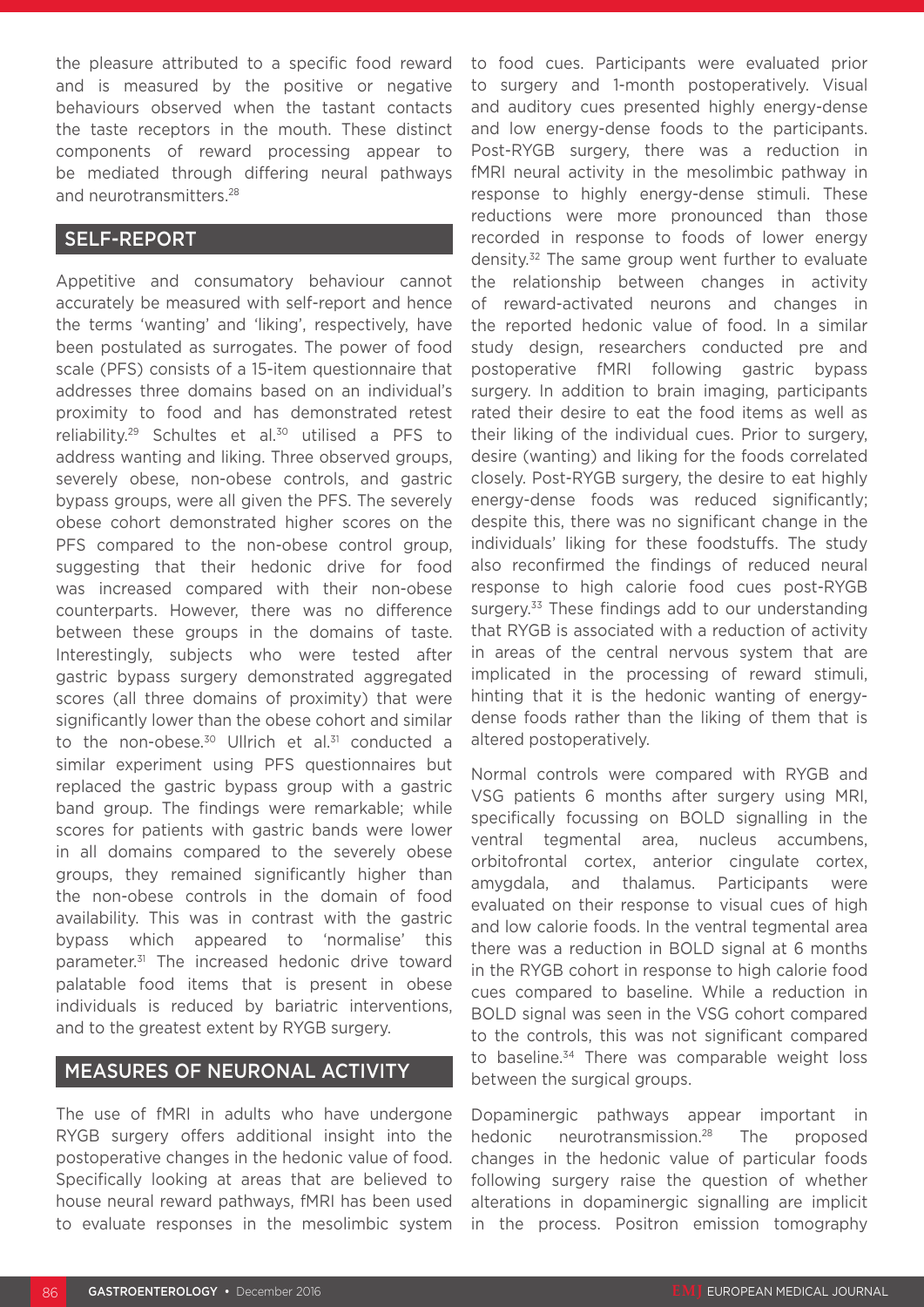the pleasure attributed to a specific food reward and is measured by the positive or negative behaviours observed when the tastant contacts the taste receptors in the mouth. These distinct components of reward processing appear to be mediated through differing neural pathways and neurotransmitters.[28]

## SELF-REPORT

Appetitive and consumatory behaviour cannot accurately be measured with self-report and hence the terms 'wanting' and 'liking', respectively, have been postulated as surrogates. The power of food scale (PFS) consists of a 15-item questionnaire that addresses three domains based on an individual's proximity to food and has demonstrated retest reliability.[29] Schultes et al.[30] utilised a PFS to address wanting and liking. Three observed groups, severely obese, non-obese controls, and gastric bypass groups, were all given the PFS. The severely obese cohort demonstrated higher scores on the PFS compared to the non-obese control group, suggesting that their hedonic drive for food was increased compared with their non-obese counterparts. However, there was no difference between these groups in the domains of taste. Interestingly, subjects who were tested after gastric bypass surgery demonstrated aggregated scores (all three domains of proximity) that were significantly lower than the obese cohort and similar to the non-obese.[30] Ullrich et al.[31] conducted a similar experiment using PFS questionnaires but replaced the gastric bypass group with a gastric band group. The findings were remarkable; while scores for patients with gastric bands were lower in all domains compared to the severely obese groups, they remained significantly higher than the non-obese controls in the domain of food availability. This was in contrast with the gastric bypass which appeared to 'normalise' this parameter.[31] The increased hedonic drive toward palatable food items that is present in obese individuals is reduced by bariatric interventions, and to the greatest extent by RYGB surgery.

## MEASURES OF NEURONAL ACTIVITY

The use of fMRI in adults who have undergone RYGB surgery offers additional insight into the postoperative changes in the hedonic value of food. Specifically looking at areas that are believed to house neural reward pathways, fMRI has been used to evaluate responses in the mesolimbic system to food cues. Participants were evaluated prior to surgery and 1-month postoperatively. Visual and auditory cues presented highly energy-dense and low energy-dense foods to the participants. Post-RYGB surgery, there was a reduction in fMRI neural activity in the mesolimbic pathway in response to highly energy-dense stimuli. These reductions were more pronounced than those recorded in response to foods of lower energy density.[32] The same group went further to evaluate the relationship between changes in activity of reward-activated neurons and changes in the reported hedonic value of food. In a similar study design, researchers conducted pre and postoperative fMRI following gastric bypass surgery. In addition to brain imaging, participants rated their desire to eat the food items as well as their liking of the individual cues. Prior to surgery, desire (wanting) and liking for the foods correlated closely. Post-RYGB surgery, the desire to eat highly energy-dense foods was reduced significantly; despite this, there was no significant change in the individuals' liking for these foodstuffs. The study also reconfirmed the findings of reduced neural response to high calorie food cues post-RYGB surgery.[33] These findings add to our understanding that RYGB is associated with a reduction of activity in areas of the central nervous system that are implicated in the processing of reward stimuli, hinting that it is the hedonic wanting of energy-dense foods rather than the liking of them that is altered postoperatively.

Normal controls were compared with RYGB and VSG patients 6 months after surgery using MRI, specifically focussing on BOLD signalling in the ventral tegmental area, nucleus accumbens, orbitofrontal cortex, anterior cingulate cortex, amygdala, and thalamus. Participants were evaluated on their response to visual cues of high and low calorie foods. In the ventral tegmental area there was a reduction in BOLD signal at 6 months in the RYGB cohort in response to high calorie food cues compared to baseline. While a reduction in BOLD signal was seen in the VSG cohort compared to the controls, this was not significant compared to baseline.[34] There was comparable weight loss between the surgical groups.

Dopaminergic pathways appear important in hedonic neurotransmission.[28] The proposed changes in the hedonic value of particular foods following surgery raise the question of whether alterations in dopaminergic signalling are implicit in the process. Positron emission tomography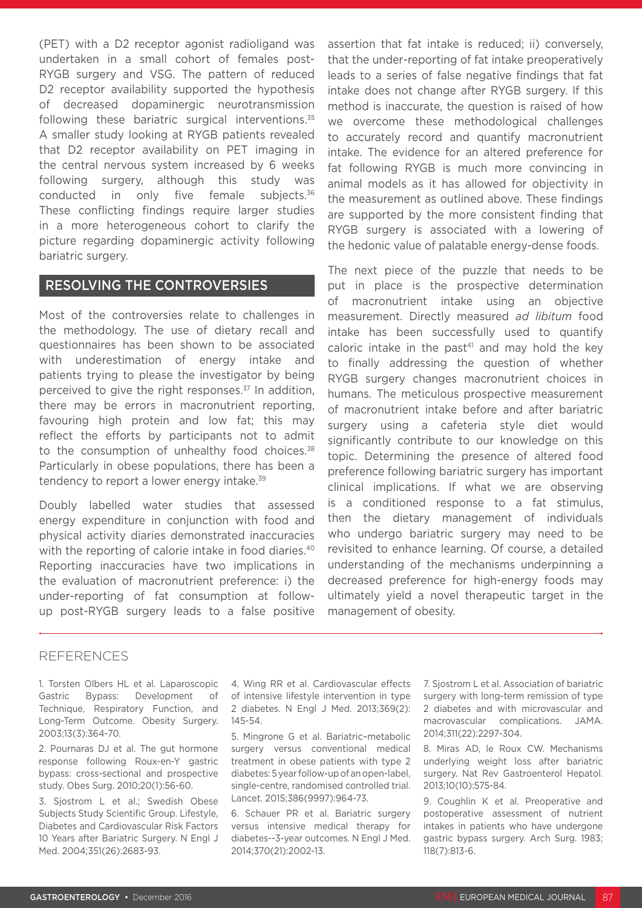(PET) with a D2 receptor agonist radioligand was undertaken in a small cohort of females post-RYGB surgery and VSG. The pattern of reduced D2 receptor availability supported the hypothesis of decreased dopaminergic neurotransmission following these bariatric surgical interventions.[35] A smaller study looking at RYGB patients revealed that D2 receptor availability on PET imaging in the central nervous system increased by 6 weeks following surgery, although this study was conducted in only five female subjects.[36] These conflicting findings require larger studies in a more heterogeneous cohort to clarify the picture regarding dopaminergic activity following bariatric surgery.

## RESOLVING THE CONTROVERSIES

Most of the controversies relate to challenges in the methodology. The use of dietary recall and questionnaires has been shown to be associated with underestimation of energy intake and patients trying to please the investigator by being perceived to give the right responses.[37] In addition, there may be errors in macronutrient reporting, favouring high protein and low fat; this may reflect the efforts by participants not to admit to the consumption of unhealthy food choices.[38] Particularly in obese populations, there has been a tendency to report a lower energy intake.[39]

Doubly labelled water studies that assessed energy expenditure in conjunction with food and physical activity diaries demonstrated inaccuracies with the reporting of calorie intake in food diaries.[40] Reporting inaccuracies have two implications in the evaluation of macronutrient preference: i) the under-reporting of fat consumption at follow-up post-RYGB surgery leads to a false positive assertion that fat intake is reduced; ii) conversely, that the under-reporting of fat intake preoperatively leads to a series of false negative findings that fat intake does not change after RYGB surgery. If this method is inaccurate, the question is raised of how we overcome these methodological challenges to accurately record and quantify macronutrient intake. The evidence for an altered preference for fat following RYGB is much more convincing in animal models as it has allowed for objectivity in the measurement as outlined above. These findings are supported by the more consistent finding that RYGB surgery is associated with a lowering of the hedonic value of palatable energy-dense foods.

The next piece of the puzzle that needs to be put in place is the prospective determination of macronutrient intake using an objective measurement. Directly measured *ad libitum* food intake has been successfully used to quantify caloric intake in the past[41] and may hold the key to finally addressing the question of whether RYGB surgery changes macronutrient choices in humans. The meticulous prospective measurement of macronutrient intake before and after bariatric surgery using a cafeteria style diet would significantly contribute to our knowledge on this topic. Determining the presence of altered food preference following bariatric surgery has important clinical implications. If what we are observing is a conditioned response to a fat stimulus, then the dietary management of individuals who undergo bariatric surgery may need to be revisited to enhance learning. Of course, a detailed understanding of the mechanisms underpinning a decreased preference for high-energy foods may ultimately yield a novel therapeutic target in the management of obesity.

## REFERENCES

1. Torsten Olbers HL et al. Laparoscopic Gastric Bypass: Development of Technique, Respiratory Function, and Long-Term Outcome. Obesity Surgery. 2003;13(3):364-70.

2. Pournaras DJ et al. The gut hormone response following Roux-en-Y gastric bypass: cross-sectional and prospective study. Obes Surg. 2010;20(1):56-60.

3. Sjostrom L et al.; Swedish Obese Subjects Study Scientific Group. Lifestyle, Diabetes and Cardiovascular Risk Factors 10 Years after Bariatric Surgery. N Engl J Med. 2004;351(26):2683-93.

4. Wing RR et al. Cardiovascular effects of intensive lifestyle intervention in type 2 diabetes. N Engl J Med. 2013;369(2):145-54.

5. Mingrone G et al. Bariatric–metabolic surgery versus conventional medical treatment in obese patients with type 2 diabetes: 5 year follow-up of an open-label, single-centre, randomised controlled trial. Lancet. 2015;386(9997):964-73.

6. Schauer PR et al. Bariatric surgery versus intensive medical therapy for diabetes--3-year outcomes. N Engl J Med. 2014;370(21):2002-13.

7. Sjostrom L et al. Association of bariatric surgery with long-term remission of type 2 diabetes and with microvascular and macrovascular complications. JAMA. 2014;311(22):2297-304.

8. Miras AD, le Roux CW. Mechanisms underlying weight loss after bariatric surgery. Nat Rev Gastroenterol Hepatol. 2013;10(10):575-84.

9. Coughlin K et al. Preoperative and postoperative assessment of nutrient intakes in patients who have undergone gastric bypass surgery. Arch Surg. 1983;118(7):813-6.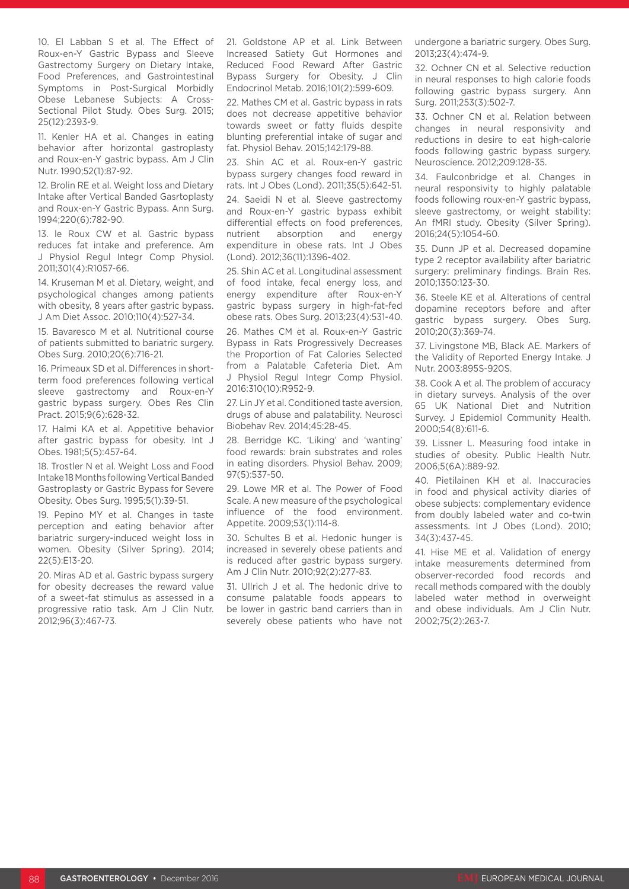10. El Labban S et al. The Effect of Roux-en-Y Gastric Bypass and Sleeve Gastrectomy Surgery on Dietary Intake, Food Preferences, and Gastrointestinal Symptoms in Post-Surgical Morbidly Obese Lebanese Subjects: A Cross-Sectional Pilot Study. Obes Surg. 2015; 25(12):2393-9.

11. Kenler HA et al. Changes in eating behavior after horizontal gastroplasty and Roux-en-Y gastric bypass. Am J Clin Nutr. 1990;52(1):87-92.

12. Brolin RE et al. Weight loss and Dietary Intake after Vertical Banded Gasrtoplasty and Roux-en-Y Gastric Bypass. Ann Surg. 1994;220(6):782-90.

13. le Roux CW et al. Gastric bypass reduces fat intake and preference. Am J Physiol Regul Integr Comp Physiol. 2011;301(4):R1057-66.

14. Kruseman M et al. Dietary, weight, and psychological changes among patients with obesity, 8 years after gastric bypass. J Am Diet Assoc. 2010;110(4):527-34.

15. Bavaresco M et al. Nutritional course of patients submitted to bariatric surgery. Obes Surg. 2010;20(6):716-21.

16. Primeaux SD et al. Differences in short-term food preferences following vertical sleeve gastrectomy and Roux-en-Y gastric bypass surgery. Obes Res Clin Pract. 2015;9(6):628-32.

17. Halmi KA et al. Appetitive behavior after gastric bypass for obesity. Int J Obes. 1981;5(5):457-64.

18. Trostler N et al. Weight Loss and Food Intake 18 Months following Vertical Banded Gastroplasty or Gastric Bypass for Severe Obesity. Obes Surg. 1995;5(1):39-51.

19. Pepino MY et al. Changes in taste perception and eating behavior after bariatric surgery-induced weight loss in women. Obesity (Silver Spring). 2014; 22(5):E13-20.

20. Miras AD et al. Gastric bypass surgery for obesity decreases the reward value of a sweet-fat stimulus as assessed in a progressive ratio task. Am J Clin Nutr. 2012;96(3):467-73.

21. Goldstone AP et al. Link Between Increased Satiety Gut Hormones and Reduced Food Reward After Gastric Bypass Surgery for Obesity. J Clin Endocrinol Metab. 2016;101(2):599-609.

22. Mathes CM et al. Gastric bypass in rats does not decrease appetitive behavior towards sweet or fatty fluids despite blunting preferential intake of sugar and fat. Physiol Behav. 2015;142:179-88.

23. Shin AC et al. Roux-en-Y gastric bypass surgery changes food reward in rats. Int J Obes (Lond). 2011;35(5):642-51.

24. Saeidi N et al. Sleeve gastrectomy and Roux-en-Y gastric bypass exhibit differential effects on food preferences, nutrient absorption and energy expenditure in obese rats. Int J Obes (Lond). 2012;36(11):1396-402.

25. Shin AC et al. Longitudinal assessment of food intake, fecal energy loss, and energy expenditure after Roux-en-Y gastric bypass surgery in high-fat-fed obese rats. Obes Surg. 2013;23(4):531-40.

26. Mathes CM et al. Roux-en-Y Gastric Bypass in Rats Progressively Decreases the Proportion of Fat Calories Selected from a Palatable Cafeteria Diet. Am J Physiol Regul Integr Comp Physiol. 2016:310(10):R952-9.

27. Lin JY et al. Conditioned taste aversion, drugs of abuse and palatability. Neurosci Biobehav Rev. 2014;45:28-45.

28. Berridge KC. 'Liking' and 'wanting' food rewards: brain substrates and roles in eating disorders. Physiol Behav. 2009; 97(5):537-50.

29. Lowe MR et al. The Power of Food Scale. A new measure of the psychological influence of the food environment. Appetite. 2009;53(1):114-8.

30. Schultes B et al. Hedonic hunger is increased in severely obese patients and is reduced after gastric bypass surgery. Am J Clin Nutr. 2010;92(2):277-83.

31. Ullrich J et al. The hedonic drive to consume palatable foods appears to be lower in gastric band carriers than in severely obese patients who have not undergone a bariatric surgery. Obes Surg. 2013;23(4):474-9.

32. Ochner CN et al. Selective reduction in neural responses to high calorie foods following gastric bypass surgery. Ann Surg. 2011;253(3):502-7.

33. Ochner CN et al. Relation between changes in neural responsivity and reductions in desire to eat high-calorie foods following gastric bypass surgery. Neuroscience. 2012;209:128-35.

34. Faulconbridge et al. Changes in neural responsivity to highly palatable foods following roux-en-Y gastric bypass, sleeve gastrectomy, or weight stability: An fMRI study. Obesity (Silver Spring). 2016;24(5):1054-60.

35. Dunn JP et al. Decreased dopamine type 2 receptor availability after bariatric surgery: preliminary findings. Brain Res. 2010;1350:123-30.

36. Steele KE et al. Alterations of central dopamine receptors before and after gastric bypass surgery. Obes Surg. 2010;20(3):369-74.

37. Livingstone MB, Black AE. Markers of the Validity of Reported Energy Intake. J Nutr. 2003:895S-920S.

38. Cook A et al. The problem of accuracy in dietary surveys. Analysis of the over 65 UK National Diet and Nutrition Survey. J Epidemiol Community Health. 2000;54(8):611-6.

39. Lissner L. Measuring food intake in studies of obesity. Public Health Nutr. 2006;5(6A):889-92.

40. Pietilainen KH et al. Inaccuracies in food and physical activity diaries of obese subjects: complementary evidence from doubly labeled water and co-twin assessments. Int J Obes (Lond). 2010; 34(3):437-45.

41. Hise ME et al. Validation of energy intake measurements determined from observer-recorded food records and recall methods compared with the doubly labeled water method in overweight and obese individuals. Am J Clin Nutr. 2002;75(2):263-7.